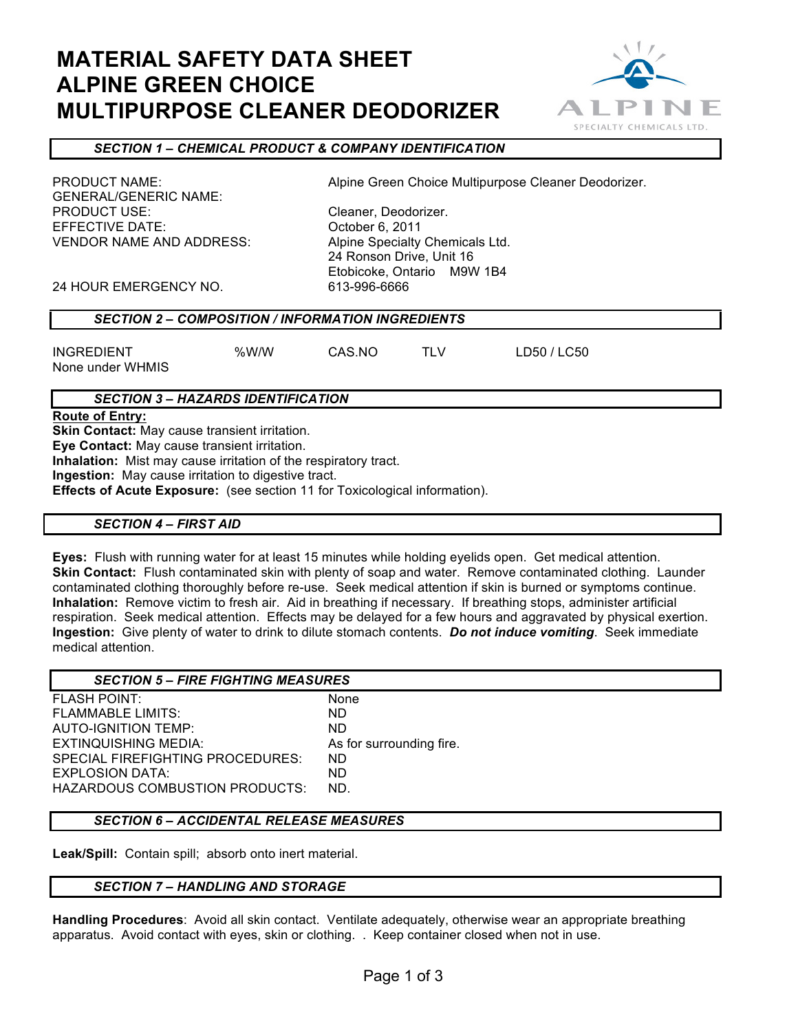# MATERIAL SAFETY DATA SHEET
# ALPINE GREEN CHOICE
# MULTIPURPOSE CLEANER DEODORIZER

## *SECTION 1 – CHEMICAL PRODUCT & COMPANY IDENTIFICATION*

| | |
|---|---|
| PRODUCT NAME: | Alpine Green Choice Multipurpose Cleaner Deodorizer. |
| GENERAL/GENERIC NAME: | |
| PRODUCT USE: | Cleaner, Deodorizer. |
| EFFECTIVE DATE: | October 6, 2011 |
| VENDOR NAME AND ADDRESS: | Alpine Specialty Chemicals Ltd.<br>24 Ronson Drive, Unit 16<br>Etobicoke, Ontario M9W 1B4 |
| 24 HOUR EMERGENCY NO. | 613-996-6666 |

## *SECTION 2 – COMPOSITION / INFORMATION INGREDIENTS*

| INGREDIENT | %W/W | CAS.NO | TLV | LD50 / LC50 |
|---|---|---|---|---|
| None under WHMIS | | | | |

## *SECTION 3 – HAZARDS IDENTIFICATION*

**Route of Entry:**

**Skin Contact:** May cause transient irritation.
**Eye Contact:** May cause transient irritation.
**Inhalation:** Mist may cause irritation of the respiratory tract.
**Ingestion:** May cause irritation to digestive tract.
**Effects of Acute Exposure:** (see section 11 for Toxicological information).

## *SECTION 4 – FIRST AID*

**Eyes:** Flush with running water for at least 15 minutes while holding eyelids open. Get medical attention.
**Skin Contact:** Flush contaminated skin with plenty of soap and water. Remove contaminated clothing. Launder contaminated clothing thoroughly before re-use. Seek medical attention if skin is burned or symptoms continue.
**Inhalation:** Remove victim to fresh air. Aid in breathing if necessary. If breathing stops, administer artificial respiration. Seek medical attention. Effects may be delayed for a few hours and aggravated by physical exertion.
**Ingestion:** Give plenty of water to drink to dilute stomach contents. ***Do not induce vomiting***. Seek immediate medical attention.

## *SECTION 5 – FIRE FIGHTING MEASURES*

| | |
|---|---|
| FLASH POINT: | None |
| FLAMMABLE LIMITS: | ND |
| AUTO-IGNITION TEMP: | ND |
| EXTINQUISHING MEDIA: | As for surrounding fire. |
| SPECIAL FIREFIGHTING PROCEDURES: | ND |
| EXPLOSION DATA: | ND |
| HAZARDOUS COMBUSTION PRODUCTS: | ND. |

## *SECTION 6 – ACCIDENTAL RELEASE MEASURES*

**Leak/Spill:** Contain spill; absorb onto inert material.

## *SECTION 7 – HANDLING AND STORAGE*

**Handling Procedures**: Avoid all skin contact. Ventilate adequately, otherwise wear an appropriate breathing apparatus. Avoid contact with eyes, skin or clothing. . Keep container closed when not in use.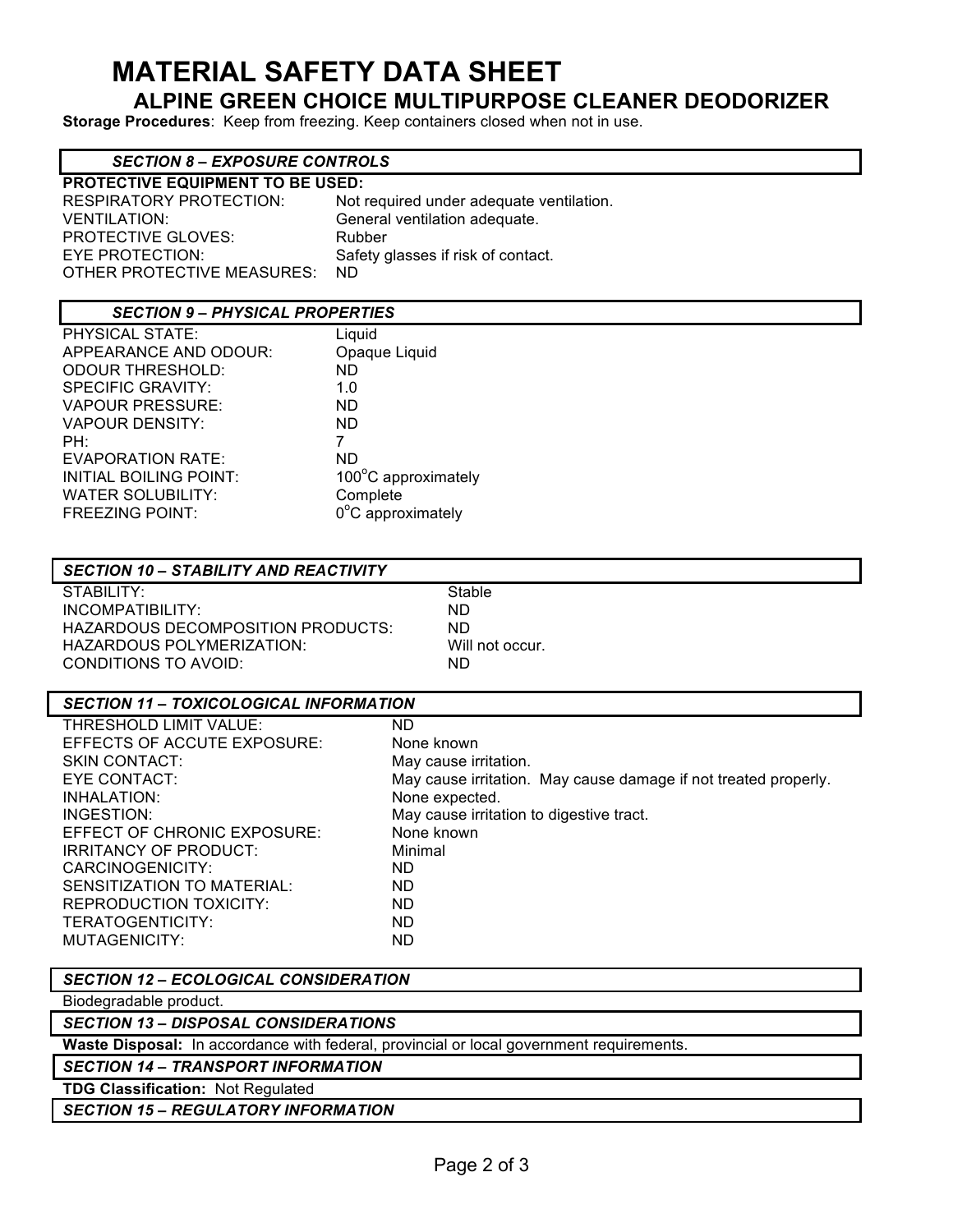# MATERIAL SAFETY DATA SHEET

## ALPINE GREEN CHOICE MULTIPURPOSE CLEANER DEODORIZER

**Storage Procedures**: Keep from freezing. Keep containers closed when not in use.

### *SECTION 8 – EXPOSURE CONTROLS*

**PROTECTIVE EQUIPMENT TO BE USED:**

| | |
|---|---|
| RESPIRATORY PROTECTION: | Not required under adequate ventilation. |
| VENTILATION: | General ventilation adequate. |
| PROTECTIVE GLOVES: | Rubber |
| EYE PROTECTION: | Safety glasses if risk of contact. |
| OTHER PROTECTIVE MEASURES: | ND |

### *SECTION 9 – PHYSICAL PROPERTIES*

| | |
|---|---|
| PHYSICAL STATE: | Liquid |
| APPEARANCE AND ODOUR: | Opaque Liquid |
| ODOUR THRESHOLD: | ND |
| SPECIFIC GRAVITY: | 1.0 |
| VAPOUR PRESSURE: | ND |
| VAPOUR DENSITY: | ND |
| PH: | 7 |
| EVAPORATION RATE: | ND |
| INITIAL BOILING POINT: | 100°C approximately |
| WATER SOLUBILITY: | Complete |
| FREEZING POINT: | 0°C approximately |

### *SECTION 10 – STABILITY AND REACTIVITY*

| | |
|---|---|
| STABILITY: | Stable |
| INCOMPATIBILITY: | ND |
| HAZARDOUS DECOMPOSITION PRODUCTS: | ND |
| HAZARDOUS POLYMERIZATION: | Will not occur. |
| CONDITIONS TO AVOID: | ND |

### *SECTION 11 – TOXICOLOGICAL INFORMATION*

| | |
|---|---|
| THRESHOLD LIMIT VALUE: | ND |
| EFFECTS OF ACCUTE EXPOSURE: | None known |
| SKIN CONTACT: | May cause irritation. |
| EYE CONTACT: | May cause irritation. May cause damage if not treated properly. |
| INHALATION: | None expected. |
| INGESTION: | May cause irritation to digestive tract. |
| EFFECT OF CHRONIC EXPOSURE: | None known |
| IRRITANCY OF PRODUCT: | Minimal |
| CARCINOGENICITY: | ND |
| SENSITIZATION TO MATERIAL: | ND |
| REPRODUCTION TOXICITY: | ND |
| TERATOGENTICITY: | ND |
| MUTAGENICITY: | ND |

### *SECTION 12 – ECOLOGICAL CONSIDERATION*

Biodegradable product.

### *SECTION 13 – DISPOSAL CONSIDERATIONS*

**Waste Disposal:** In accordance with federal, provincial or local government requirements.

### *SECTION 14 – TRANSPORT INFORMATION*

**TDG Classification:** Not Regulated

### *SECTION 15 – REGULATORY INFORMATION*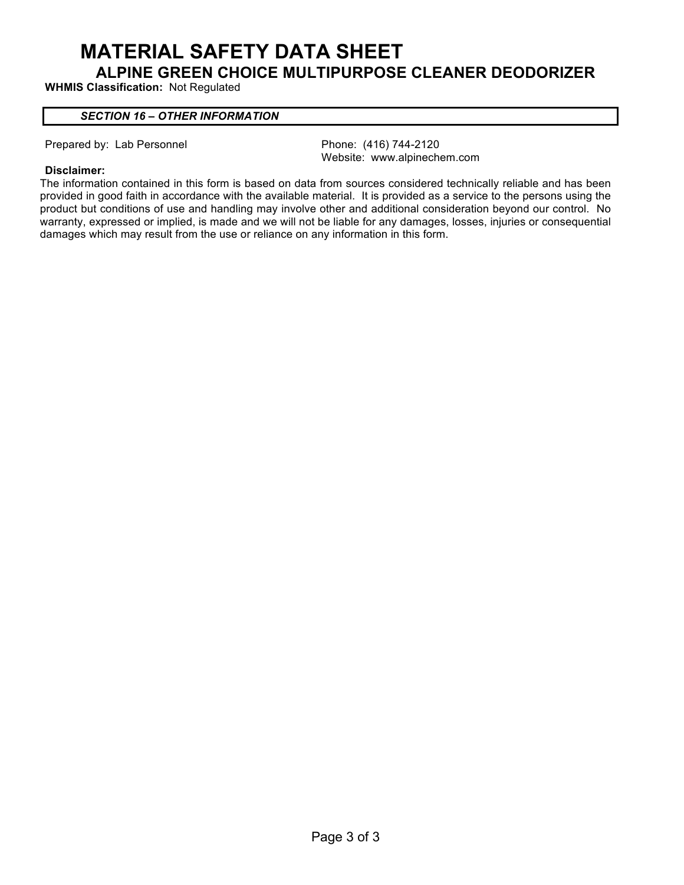# MATERIAL SAFETY DATA SHEET

## ALPINE GREEN CHOICE MULTIPURPOSE CLEANER DEODORIZER

**WHMIS Classification:** Not Regulated

### *SECTION 16 – OTHER INFORMATION*

Prepared by: Lab Personnel

Phone: (416) 744-2120
Website: www.alpinechem.com

**Disclaimer:**

The information contained in this form is based on data from sources considered technically reliable and has been provided in good faith in accordance with the available material. It is provided as a service to the persons using the product but conditions of use and handling may involve other and additional consideration beyond our control. No warranty, expressed or implied, is made and we will not be liable for any damages, losses, injuries or consequential damages which may result from the use or reliance on any information in this form.